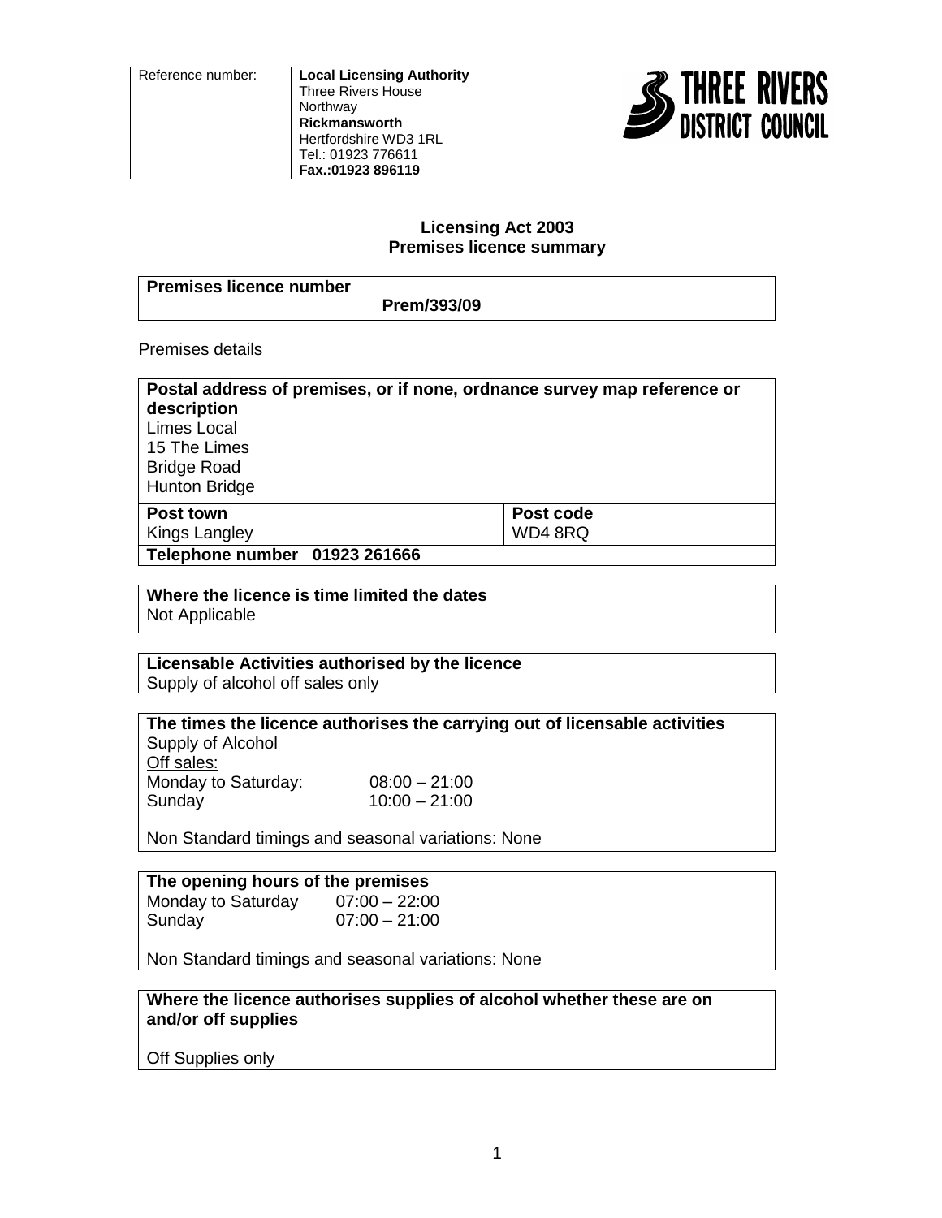| Reference number: | **Local Licensing Authority**<br>Three Rivers House<br>Northway<br>**Rickmansworth**<br>Hertfordshire WD3 1RL<br>Tel.: 01923 776611<br>**Fax.:01923 896119** |
|---|---|

THREE RIVERS DISTRICT COUNCIL

## Licensing Act 2003
## Premises licence summary

| **Premises licence number** | **Prem/393/09** |
|---|---|

Premises details

**Postal address of premises, or if none, ordnance survey map reference or description**
Limes Local
15 The Limes
Bridge Road
Hunton Bridge

| **Post town** | **Post code** |
|---|---|
| Kings Langley | WD4 8RQ |

**Telephone number 01923 261666**

**Where the licence is time limited the dates**
Not Applicable

**Licensable Activities authorised by the licence**
Supply of alcohol off sales only

**The times the licence authorises the carrying out of licensable activities**
Supply of Alcohol
Off sales:

| | |
|---|---|
| Monday to Saturday: | 08:00 – 21:00 |
| Sunday | 10:00 – 21:00 |

Non Standard timings and seasonal variations: None

**The opening hours of the premises**

| | |
|---|---|
| Monday to Saturday | 07:00 – 22:00 |
| Sunday | 07:00 – 21:00 |

Non Standard timings and seasonal variations: None

**Where the licence authorises supplies of alcohol whether these are on and/or off supplies**

Off Supplies only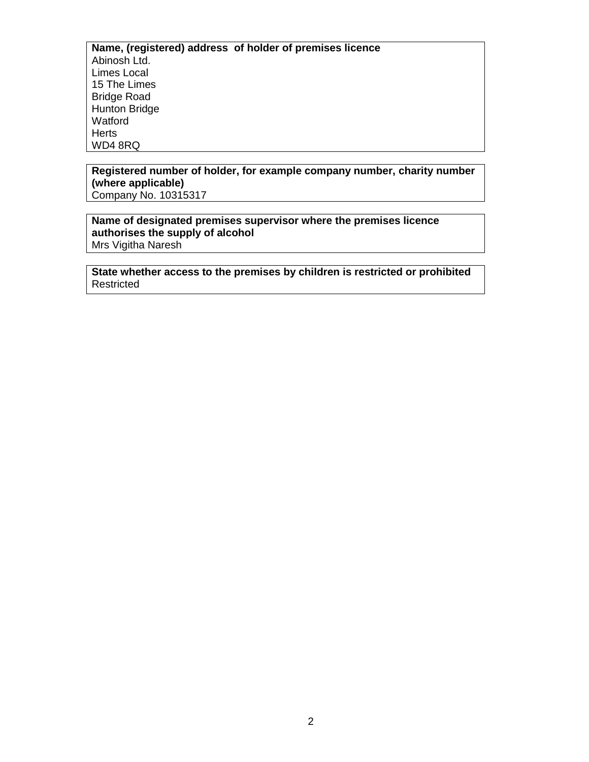**Name, (registered) address of holder of premises licence**
Abinosh Ltd.
Limes Local
15 The Limes
Bridge Road
Hunton Bridge
Watford
Herts
WD4 8RQ

**Registered number of holder, for example company number, charity number (where applicable)**
Company No. 10315317

**Name of designated premises supervisor where the premises licence authorises the supply of alcohol**
Mrs Vigitha Naresh

**State whether access to the premises by children is restricted or prohibited**
Restricted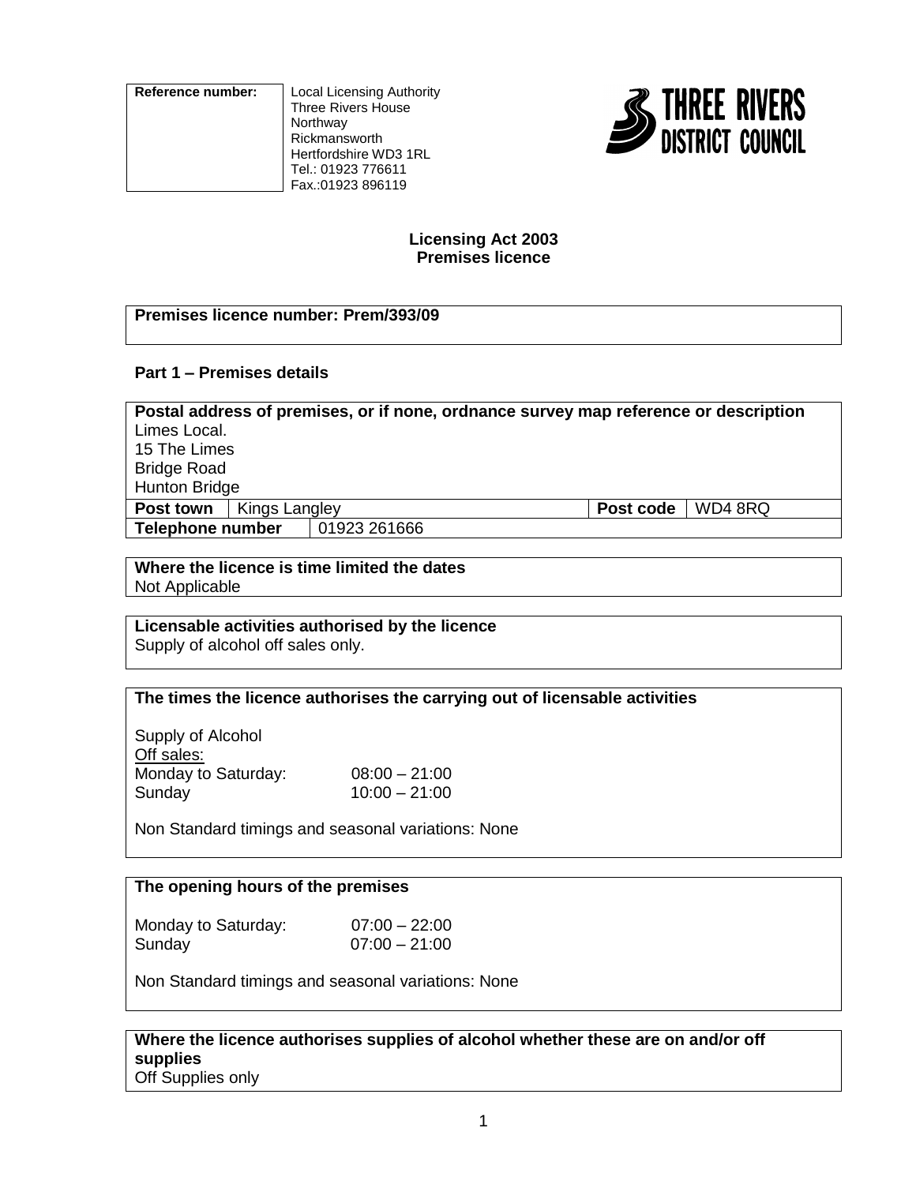| Reference number: | Local Licensing Authority<br>Three Rivers House<br>Northway<br>Rickmansworth<br>Hertfordshire WD3 1RL<br>Tel.: 01923 776611<br>Fax.:01923 896119 |
|---|---|

THREE RIVERS DISTRICT COUNCIL

**Licensing Act 2003**
**Premises licence**

**Premises licence number: Prem/393/09**

### Part 1 – Premises details

**Postal address of premises, or if none, ordnance survey map reference or description**
Limes Local.
15 The Limes
Bridge Road
Hunton Bridge

| **Post town** | Kings Langley | **Post code** | WD4 8RQ |
|---|---|---|---|
| **Telephone number** | 01923 261666 | | |

**Where the licence is time limited the dates**
Not Applicable

**Licensable activities authorised by the licence**
Supply of alcohol off sales only.

**The times the licence authorises the carrying out of licensable activities**

Supply of Alcohol
Off sales:
Monday to Saturday: 08:00 – 21:00
Sunday 10:00 – 21:00

Non Standard timings and seasonal variations: None

**The opening hours of the premises**

Monday to Saturday: 07:00 – 22:00
Sunday 07:00 – 21:00

Non Standard timings and seasonal variations: None

**Where the licence authorises supplies of alcohol whether these are on and/or off supplies**
Off Supplies only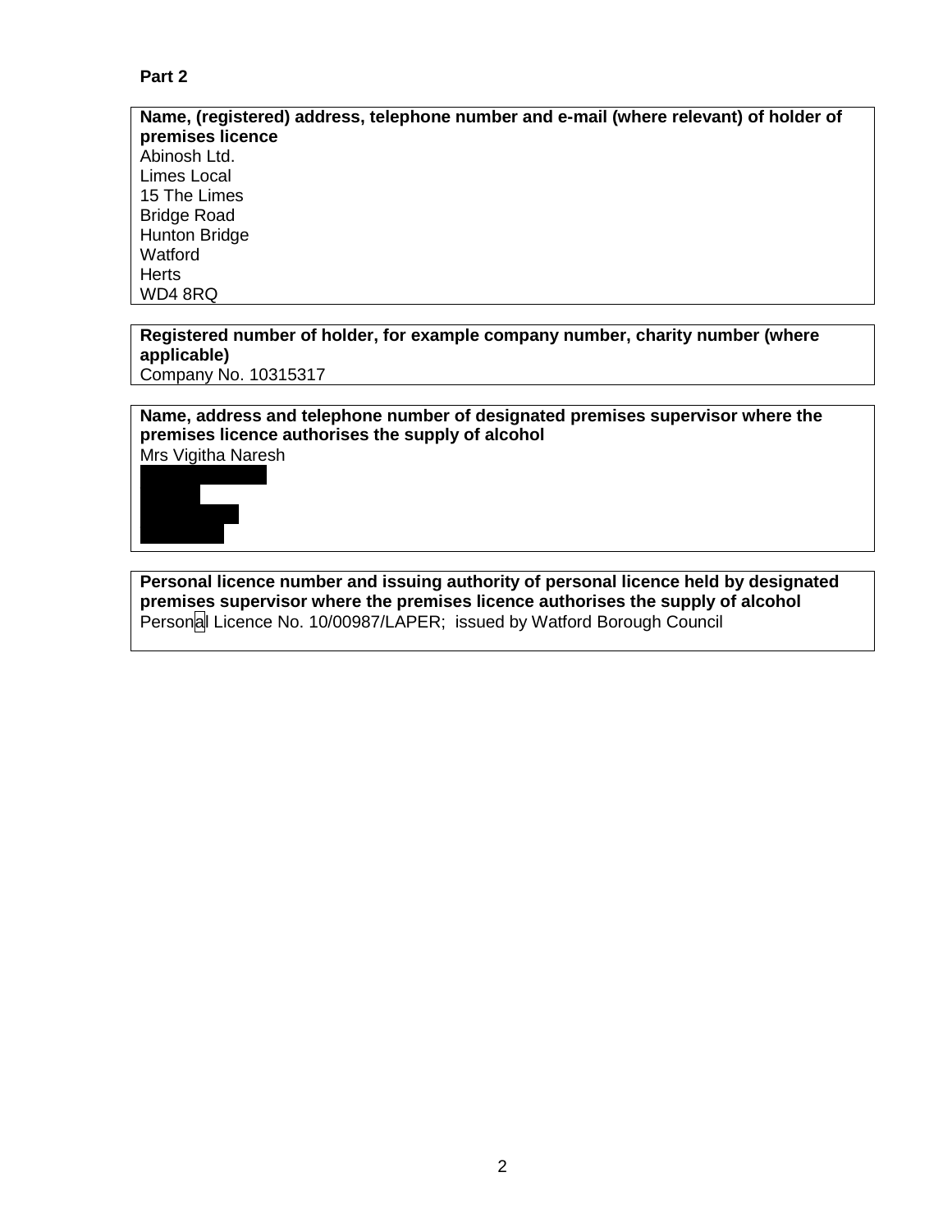**Part 2**

**Name, (registered) address, telephone number and e-mail (where relevant) of holder of premises licence**
Abinosh Ltd.
Limes Local
15 The Limes
Bridge Road
Hunton Bridge
Watford
Herts
WD4 8RQ

**Registered number of holder, for example company number, charity number (where applicable)**
Company No. 10315317

**Name, address and telephone number of designated premises supervisor where the premises licence authorises the supply of alcohol**
Mrs Vigitha Naresh

**Personal licence number and issuing authority of personal licence held by designated premises supervisor where the premises licence authorises the supply of alcohol**
Personal Licence No. 10/00987/LAPER; issued by Watford Borough Council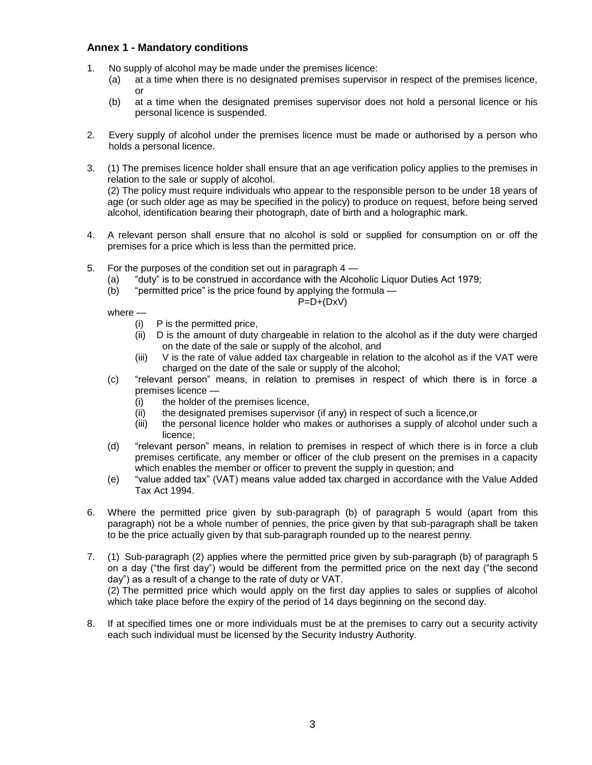## Annex 1 - Mandatory conditions

1. No supply of alcohol may be made under the premises licence:
   (a) at a time when there is no designated premises supervisor in respect of the premises licence, or
   (b) at a time when the designated premises supervisor does not hold a personal licence or his personal licence is suspended.

2. Every supply of alcohol under the premises licence must be made or authorised by a person who holds a personal licence.

3. (1) The premises licence holder shall ensure that an age verification policy applies to the premises in relation to the sale or supply of alcohol.
   (2) The policy must require individuals who appear to the responsible person to be under 18 years of age (or such older age as may be specified in the policy) to produce on request, before being served alcohol, identification bearing their photograph, date of birth and a holographic mark.

4. A relevant person shall ensure that no alcohol is sold or supplied for consumption on or off the premises for a price which is less than the permitted price.

5. For the purposes of the condition set out in paragraph 4 —
   (a) "duty" is to be construed in accordance with the Alcoholic Liquor Duties Act 1979;
   (b) "permitted price" is the price found by applying the formula —

$$P=D+(DxV)$$

   where —
   (i) P is the permitted price,
   (ii) D is the amount of duty chargeable in relation to the alcohol as if the duty were charged on the date of the sale or supply of the alcohol, and
   (iii) V is the rate of value added tax chargeable in relation to the alcohol as if the VAT were charged on the date of the sale or supply of the alcohol;
   (c) "relevant person" means, in relation to premises in respect of which there is in force a premises licence —
   (i) the holder of the premises licence,
   (ii) the designated premises supervisor (if any) in respect of such a licence,or
   (iii) the personal licence holder who makes or authorises a supply of alcohol under such a licence;
   (d) "relevant person" means, in relation to premises in respect of which there is in force a club premises certificate, any member or officer of the club present on the premises in a capacity which enables the member or officer to prevent the supply in question; and
   (e) "value added tax" (VAT) means value added tax charged in accordance with the Value Added Tax Act 1994.

6. Where the permitted price given by sub-paragraph (b) of paragraph 5 would (apart from this paragraph) not be a whole number of pennies, the price given by that sub-paragraph shall be taken to be the price actually given by that sub-paragraph rounded up to the nearest penny.

7. (1) Sub-paragraph (2) applies where the permitted price given by sub-paragraph (b) of paragraph 5 on a day ("the first day") would be different from the permitted price on the next day ("the second day") as a result of a change to the rate of duty or VAT.
   (2) The permitted price which would apply on the first day applies to sales or supplies of alcohol which take place before the expiry of the period of 14 days beginning on the second day.

8. If at specified times one or more individuals must be at the premises to carry out a security activity each such individual must be licensed by the Security Industry Authority.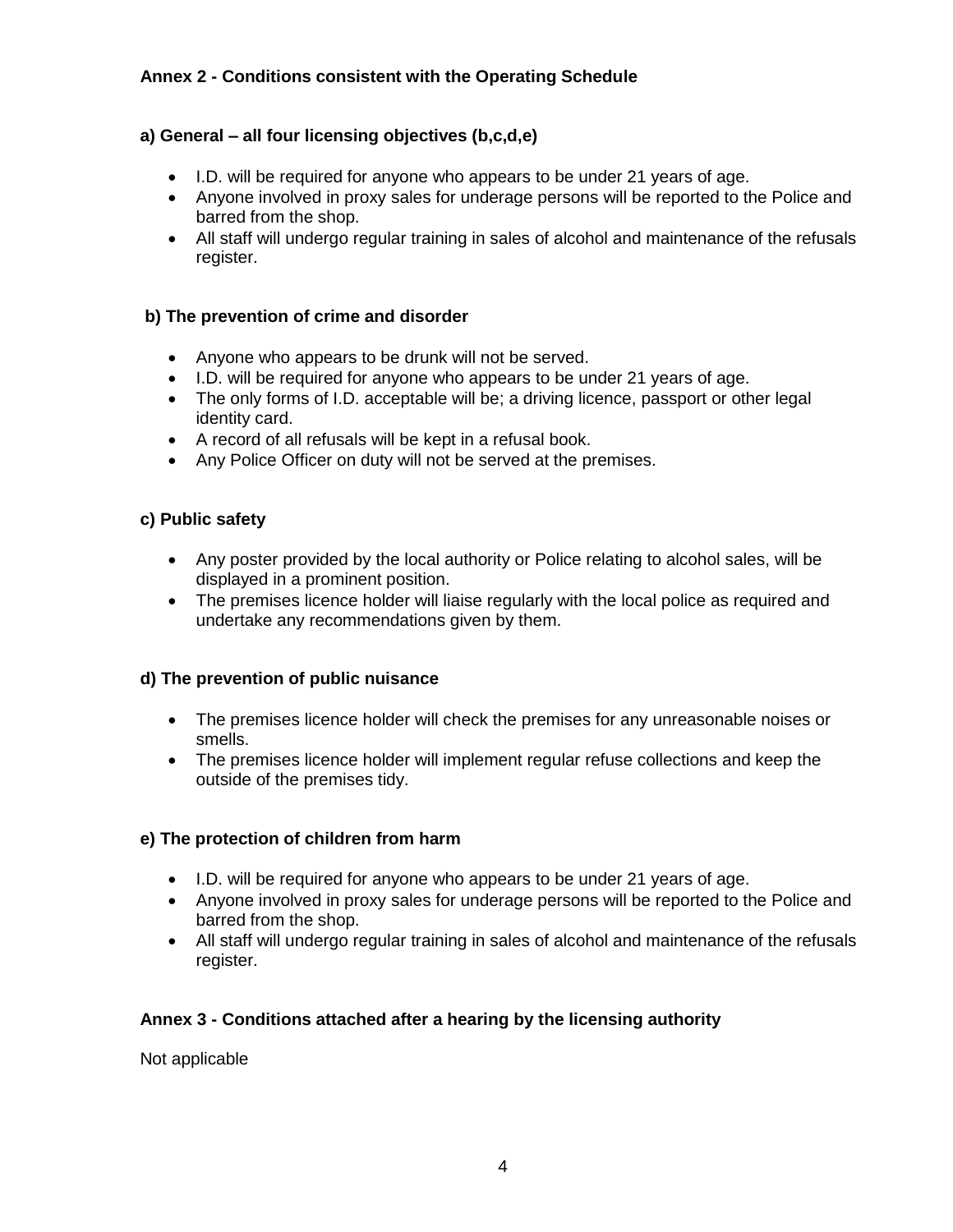## Annex 2 - Conditions consistent with the Operating Schedule

### a) General – all four licensing objectives (b,c,d,e)

- I.D. will be required for anyone who appears to be under 21 years of age.
- Anyone involved in proxy sales for underage persons will be reported to the Police and barred from the shop.
- All staff will undergo regular training in sales of alcohol and maintenance of the refusals register.

### b) The prevention of crime and disorder

- Anyone who appears to be drunk will not be served.
- I.D. will be required for anyone who appears to be under 21 years of age.
- The only forms of I.D. acceptable will be; a driving licence, passport or other legal identity card.
- A record of all refusals will be kept in a refusal book.
- Any Police Officer on duty will not be served at the premises.

### c) Public safety

- Any poster provided by the local authority or Police relating to alcohol sales, will be displayed in a prominent position.
- The premises licence holder will liaise regularly with the local police as required and undertake any recommendations given by them.

### d) The prevention of public nuisance

- The premises licence holder will check the premises for any unreasonable noises or smells.
- The premises licence holder will implement regular refuse collections and keep the outside of the premises tidy.

### e) The protection of children from harm

- I.D. will be required for anyone who appears to be under 21 years of age.
- Anyone involved in proxy sales for underage persons will be reported to the Police and barred from the shop.
- All staff will undergo regular training in sales of alcohol and maintenance of the refusals register.

## Annex 3 - Conditions attached after a hearing by the licensing authority

Not applicable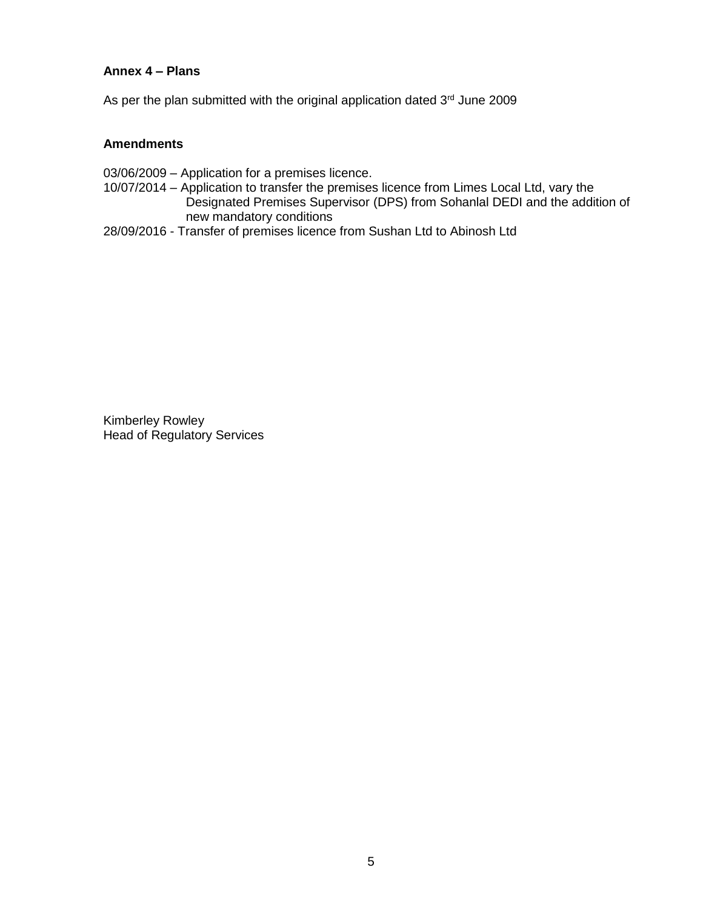**Annex 4 – Plans**

As per the plan submitted with the original application dated 3rd June 2009

**Amendments**

03/06/2009 – Application for a premises licence.
10/07/2014 – Application to transfer the premises licence from Limes Local Ltd, vary the Designated Premises Supervisor (DPS) from Sohanlal DEDI and the addition of new mandatory conditions
28/09/2016 - Transfer of premises licence from Sushan Ltd to Abinosh Ltd

Kimberley Rowley
Head of Regulatory Services